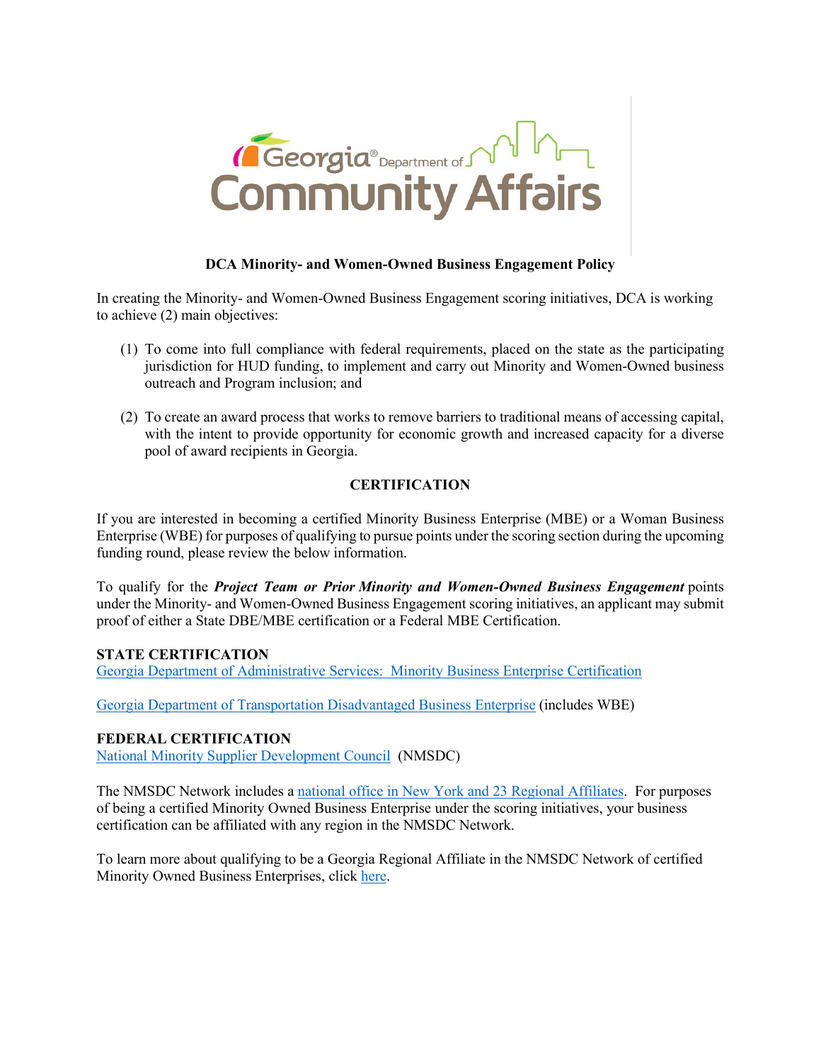# DCA Minority- and Women-Owned Business Engagement Policy

In creating the Minority- and Women-Owned Business Engagement scoring initiatives, DCA is working to achieve (2) main objectives:

(1) To come into full compliance with federal requirements, placed on the state as the participating jurisdiction for HUD funding, to implement and carry out Minority and Women-Owned business outreach and Program inclusion; and

(2) To create an award process that works to remove barriers to traditional means of accessing capital, with the intent to provide opportunity for economic growth and increased capacity for a diverse pool of award recipients in Georgia.

## CERTIFICATION

If you are interested in becoming a certified Minority Business Enterprise (MBE) or a Woman Business Enterprise (WBE) for purposes of qualifying to pursue points under the scoring section during the upcoming funding round, please review the below information.

To qualify for the ***Project Team or Prior Minority and Women-Owned Business Engagement*** points under the Minority- and Women-Owned Business Engagement scoring initiatives, an applicant may submit proof of either a State DBE/MBE certification or a Federal MBE Certification.

**STATE CERTIFICATION**

Georgia Department of Administrative Services: Minority Business Enterprise Certification

Georgia Department of Transportation Disadvantaged Business Enterprise (includes WBE)

**FEDERAL CERTIFICATION**

National Minority Supplier Development Council (NMSDC)

The NMSDC Network includes a national office in New York and 23 Regional Affiliates. For purposes of being a certified Minority Owned Business Enterprise under the scoring initiatives, your business certification can be affiliated with any region in the NMSDC Network.

To learn more about qualifying to be a Georgia Regional Affiliate in the NMSDC Network of certified Minority Owned Business Enterprises, click here.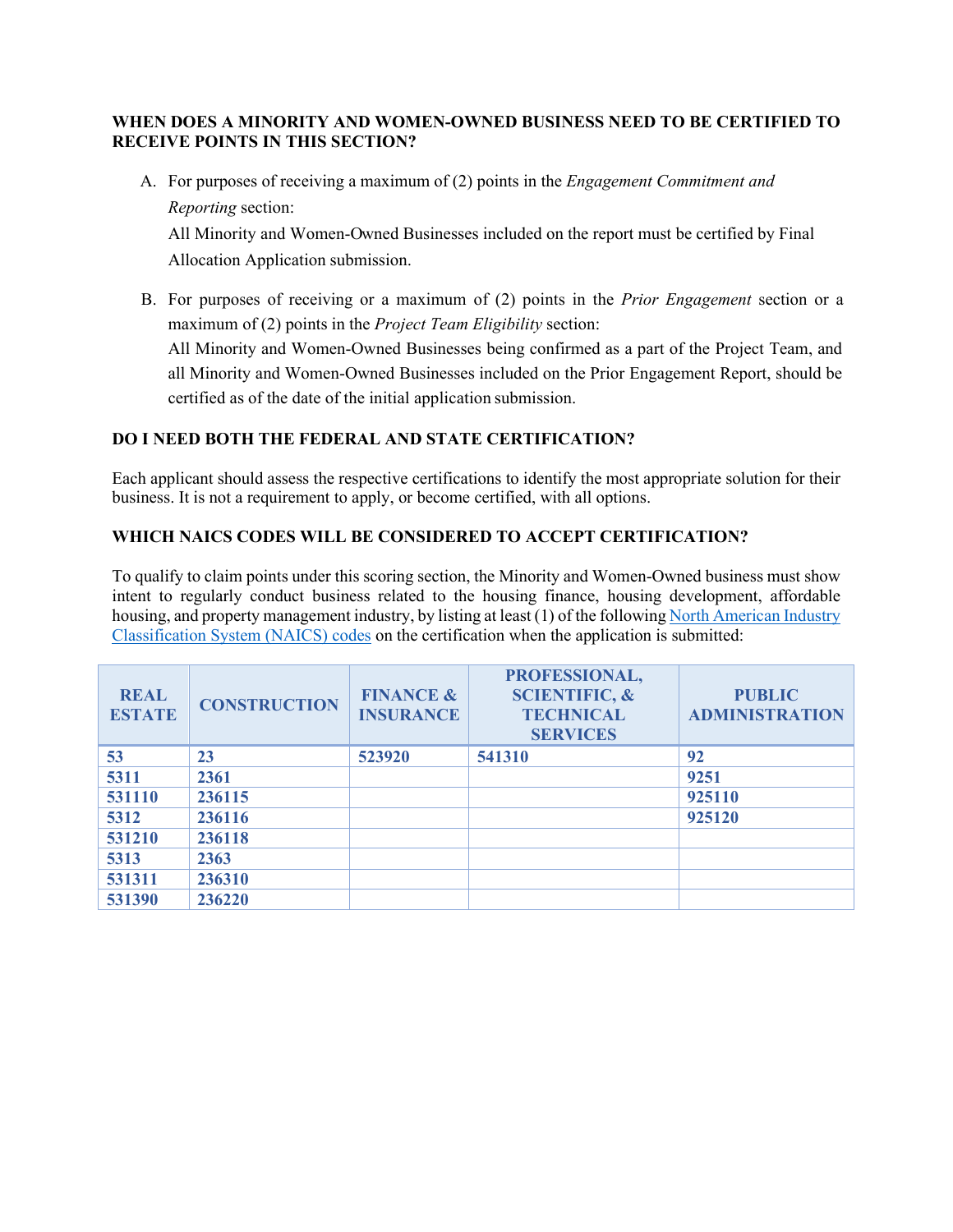## WHEN DOES A MINORITY AND WOMEN-OWNED BUSINESS NEED TO BE CERTIFIED TO RECEIVE POINTS IN THIS SECTION?

A. For purposes of receiving a maximum of (2) points in the *Engagement Commitment and Reporting* section:
   All Minority and Women-Owned Businesses included on the report must be certified by Final Allocation Application submission.

B. For purposes of receiving or a maximum of (2) points in the *Prior Engagement* section or a maximum of (2) points in the *Project Team Eligibility* section:
   All Minority and Women-Owned Businesses being confirmed as a part of the Project Team, and all Minority and Women-Owned Businesses included on the Prior Engagement Report, should be certified as of the date of the initial application submission.

## DO I NEED BOTH THE FEDERAL AND STATE CERTIFICATION?

Each applicant should assess the respective certifications to identify the most appropriate solution for their business. It is not a requirement to apply, or become certified, with all options.

## WHICH NAICS CODES WILL BE CONSIDERED TO ACCEPT CERTIFICATION?

To qualify to claim points under this scoring section, the Minority and Women-Owned business must show intent to regularly conduct business related to the housing finance, housing development, affordable housing, and property management industry, by listing at least (1) of the following North American Industry Classification System (NAICS) codes on the certification when the application is submitted:

| REAL ESTATE | CONSTRUCTION | FINANCE & INSURANCE | PROFESSIONAL, SCIENTIFIC, & TECHNICAL SERVICES | PUBLIC ADMINISTRATION |
|---|---|---|---|---|
| 53 | 23 | 523920 | 541310 | 92 |
| 5311 | 2361 | | | 9251 |
| 531110 | 236115 | | | 925110 |
| 5312 | 236116 | | | 925120 |
| 531210 | 236118 | | | |
| 5313 | 2363 | | | |
| 531311 | 236310 | | | |
| 531390 | 236220 | | | |